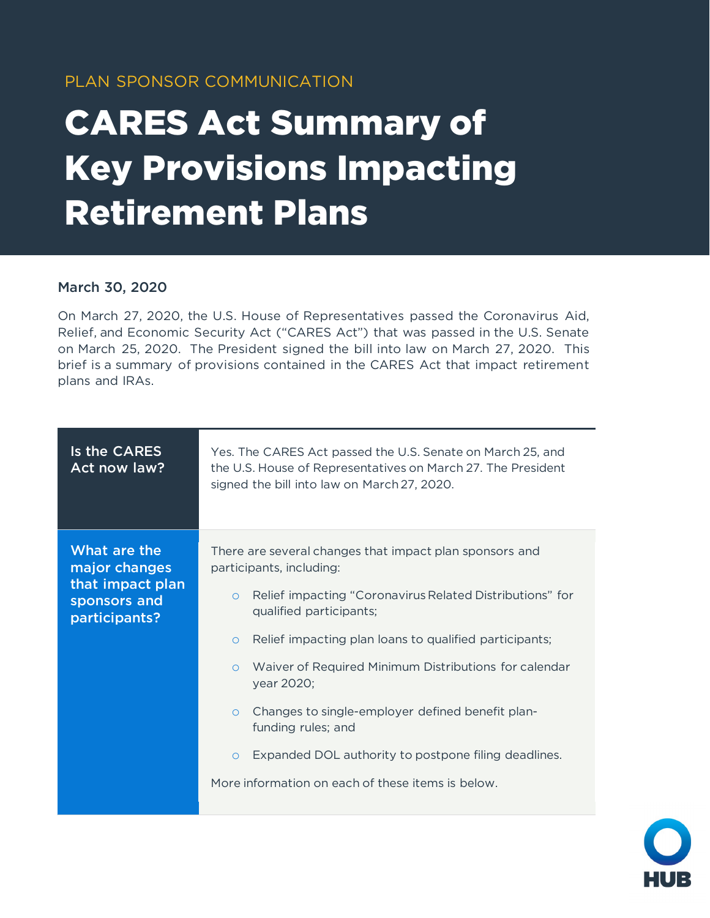PLAN SPONSOR COMMUNICATION

# CARES Act Summary of Key Provisions Impacting Retirement Plans

**March 30, 2020**

On March 27, 2020, the U.S. House of Representatives passed the Coronavirus Aid, Relief, and Economic Security Act ("CARES Act") that was passed in the U.S. Senate on March 25, 2020. The President signed the bill into law on March 27, 2020. This brief is a summary of provisions contained in the CARES Act that impact retirement plans and IRAs.

| | |
|---|---|
| **Is the CARES Act now law?** | Yes. The CARES Act passed the U.S. Senate on March 25, and the U.S. House of Representatives on March 27. The President signed the bill into law on March 27, 2020. |
| **What are the major changes that impact plan sponsors and participants?** | There are several changes that impact plan sponsors and participants, including:<br>○ Relief impacting "Coronavirus Related Distributions" for qualified participants;<br>○ Relief impacting plan loans to qualified participants;<br>○ Waiver of Required Minimum Distributions for calendar year 2020;<br>○ Changes to single-employer defined benefit plan-funding rules; and<br>○ Expanded DOL authority to postpone filing deadlines.<br>More information on each of these items is below. |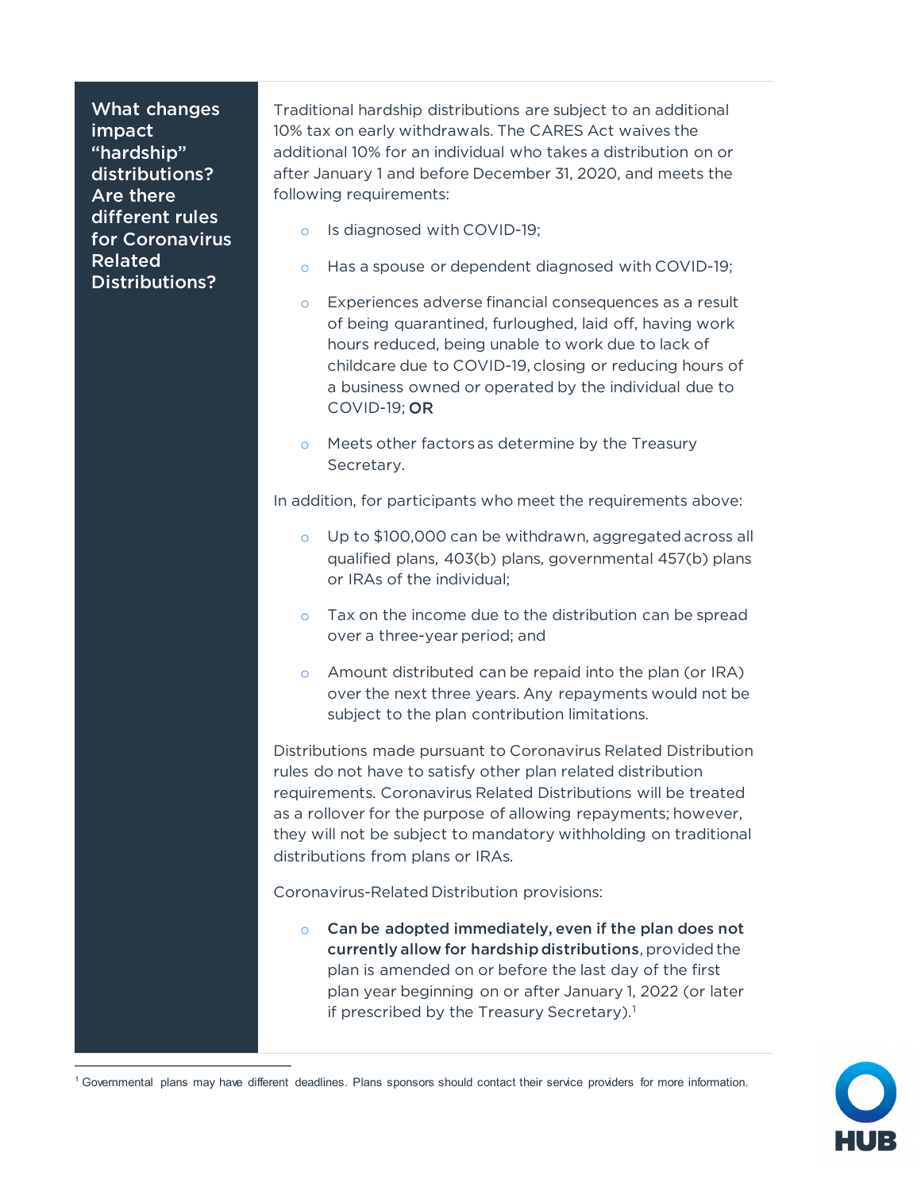## What changes impact "hardship" distributions? Are there different rules for Coronavirus Related Distributions?

Traditional hardship distributions are subject to an additional 10% tax on early withdrawals. The CARES Act waives the additional 10% for an individual who takes a distribution on or after January 1 and before December 31, 2020, and meets the following requirements:

- Is diagnosed with COVID-19;
- Has a spouse or dependent diagnosed with COVID-19;
- Experiences adverse financial consequences as a result of being quarantined, furloughed, laid off, having work hours reduced, being unable to work due to lack of childcare due to COVID-19, closing or reducing hours of a business owned or operated by the individual due to COVID-19; **OR**
- Meets other factors as determine by the Treasury Secretary.

In addition, for participants who meet the requirements above:

- Up to $100,000 can be withdrawn, aggregated across all qualified plans, 403(b) plans, governmental 457(b) plans or IRAs of the individual;
- Tax on the income due to the distribution can be spread over a three-year period; and
- Amount distributed can be repaid into the plan (or IRA) over the next three years. Any repayments would not be subject to the plan contribution limitations.

Distributions made pursuant to Coronavirus Related Distribution rules do not have to satisfy other plan related distribution requirements. Coronavirus Related Distributions will be treated as a rollover for the purpose of allowing repayments; however, they will not be subject to mandatory withholding on traditional distributions from plans or IRAs.

Coronavirus-Related Distribution provisions:

- **Can be adopted immediately, even if the plan does not currently allow for hardship distributions**, provided the plan is amended on or before the last day of the first plan year beginning on or after January 1, 2022 (or later if prescribed by the Treasury Secretary).[1]

[1] Governmental plans may have different deadlines. Plans sponsors should contact their service providers for more information.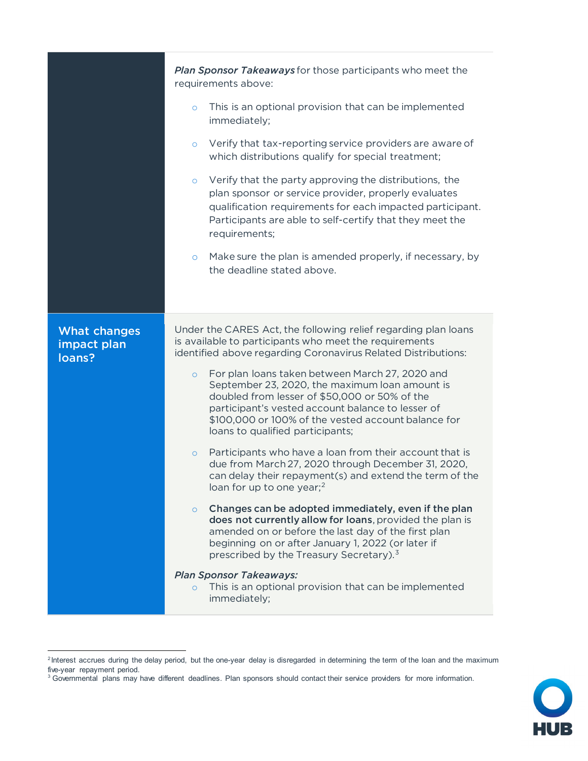***Plan Sponsor Takeaways*** for those participants who meet the requirements above:

- This is an optional provision that can be implemented immediately;
- Verify that tax-reporting service providers are aware of which distributions qualify for special treatment;
- Verify that the party approving the distributions, the plan sponsor or service provider, properly evaluates qualification requirements for each impacted participant. Participants are able to self-certify that they meet the requirements;
- Make sure the plan is amended properly, if necessary, by the deadline stated above.

## What changes impact plan loans?

Under the CARES Act, the following relief regarding plan loans is available to participants who meet the requirements identified above regarding Coronavirus Related Distributions:

- For plan loans taken between March 27, 2020 and September 23, 2020, the maximum loan amount is doubled from lesser of $50,000 or 50% of the participant's vested account balance to lesser of $100,000 or 100% of the vested account balance for loans to qualified participants;
- Participants who have a loan from their account that is due from March 27, 2020 through December 31, 2020, can delay their repayment(s) and extend the term of the loan for up to one year;[2]
- **Changes can be adopted immediately, even if the plan does not currently allow for loans**, provided the plan is amended on or before the last day of the first plan beginning on or after January 1, 2022 (or later if prescribed by the Treasury Secretary).[3]

***Plan Sponsor Takeaways:***

- This is an optional provision that can be implemented immediately;

---

[2] Interest accrues during the delay period, but the one-year delay is disregarded in determining the term of the loan and the maximum five-year repayment period.

[3] Governmental plans may have different deadlines. Plan sponsors should contact their service providers for more information.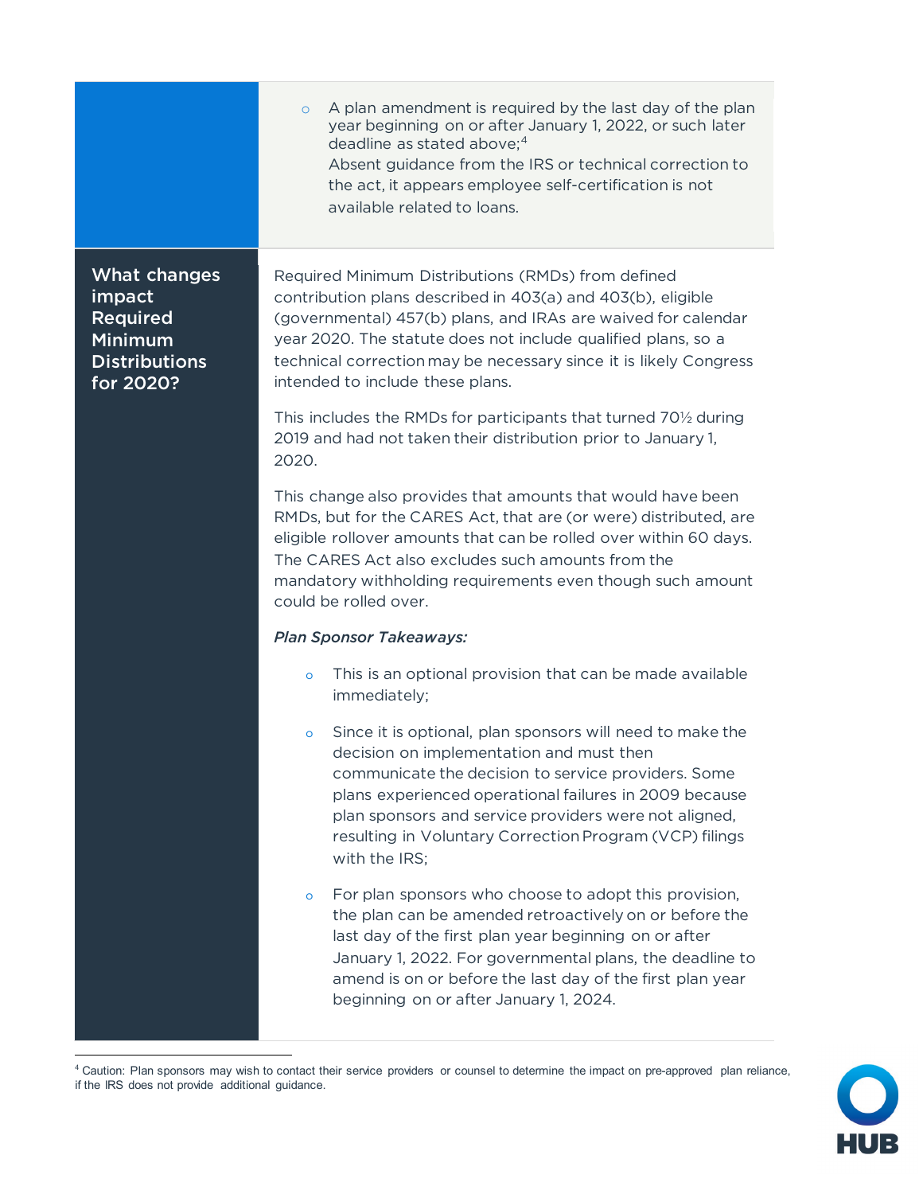- A plan amendment is required by the last day of the plan year beginning on or after January 1, 2022, or such later deadline as stated above;[4]

  Absent guidance from the IRS or technical correction to the act, it appears employee self-certification is not available related to loans.

## What changes impact Required Minimum Distributions for 2020?

Required Minimum Distributions (RMDs) from defined contribution plans described in 403(a) and 403(b), eligible (governmental) 457(b) plans, and IRAs are waived for calendar year 2020. The statute does not include qualified plans, so a technical correction may be necessary since it is likely Congress intended to include these plans.

This includes the RMDs for participants that turned 70½ during 2019 and had not taken their distribution prior to January 1, 2020.

This change also provides that amounts that would have been RMDs, but for the CARES Act, that are (or were) distributed, are eligible rollover amounts that can be rolled over within 60 days. The CARES Act also excludes such amounts from the mandatory withholding requirements even though such amount could be rolled over.

*Plan Sponsor Takeaways:*

- This is an optional provision that can be made available immediately;
- Since it is optional, plan sponsors will need to make the decision on implementation and must then communicate the decision to service providers. Some plans experienced operational failures in 2009 because plan sponsors and service providers were not aligned, resulting in Voluntary Correction Program (VCP) filings with the IRS;
- For plan sponsors who choose to adopt this provision, the plan can be amended retroactively on or before the last day of the first plan year beginning on or after January 1, 2022. For governmental plans, the deadline to amend is on or before the last day of the first plan year beginning on or after January 1, 2024.

---

[4] Caution: Plan sponsors may wish to contact their service providers or counsel to determine the impact on pre-approved plan reliance, if the IRS does not provide additional guidance.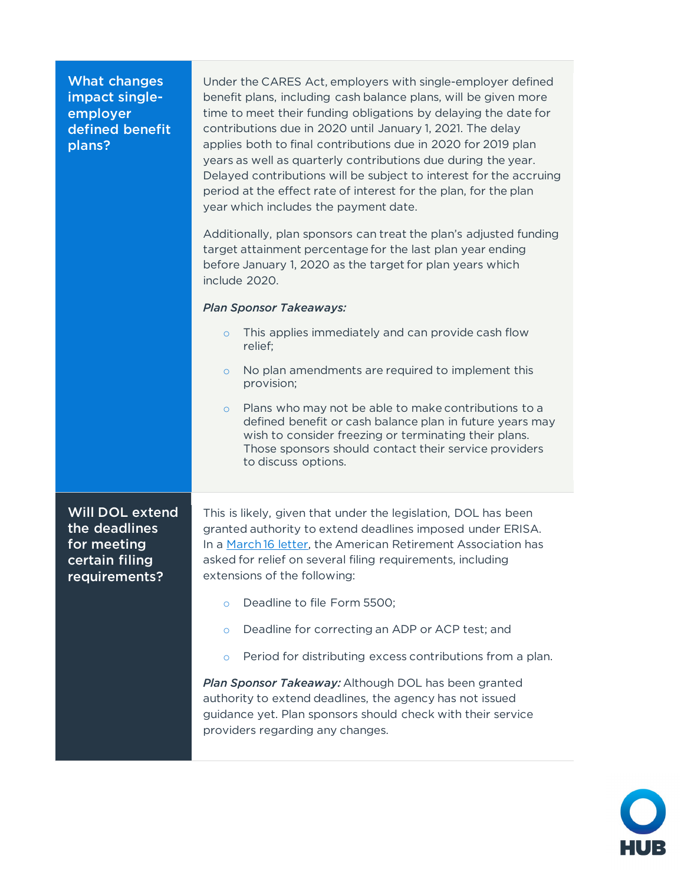### What changes impact single-employer defined benefit plans?

Under the CARES Act, employers with single-employer defined benefit plans, including cash balance plans, will be given more time to meet their funding obligations by delaying the date for contributions due in 2020 until January 1, 2021. The delay applies both to final contributions due in 2020 for 2019 plan years as well as quarterly contributions due during the year. Delayed contributions will be subject to interest for the accruing period at the effect rate of interest for the plan, for the plan year which includes the payment date.

Additionally, plan sponsors can treat the plan's adjusted funding target attainment percentage for the last plan year ending before January 1, 2020 as the target for plan years which include 2020.

***Plan Sponsor Takeaways:***

- This applies immediately and can provide cash flow relief;
- No plan amendments are required to implement this provision;
- Plans who may not be able to make contributions to a defined benefit or cash balance plan in future years may wish to consider freezing or terminating their plans. Those sponsors should contact their service providers to discuss options.

### Will DOL extend the deadlines for meeting certain filing requirements?

This is likely, given that under the legislation, DOL has been granted authority to extend deadlines imposed under ERISA. In a March 16 letter, the American Retirement Association has asked for relief on several filing requirements, including extensions of the following:

- Deadline to file Form 5500;
- Deadline for correcting an ADP or ACP test; and
- Period for distributing excess contributions from a plan.

***Plan Sponsor Takeaway:*** Although DOL has been granted authority to extend deadlines, the agency has not issued guidance yet. Plan sponsors should check with their service providers regarding any changes.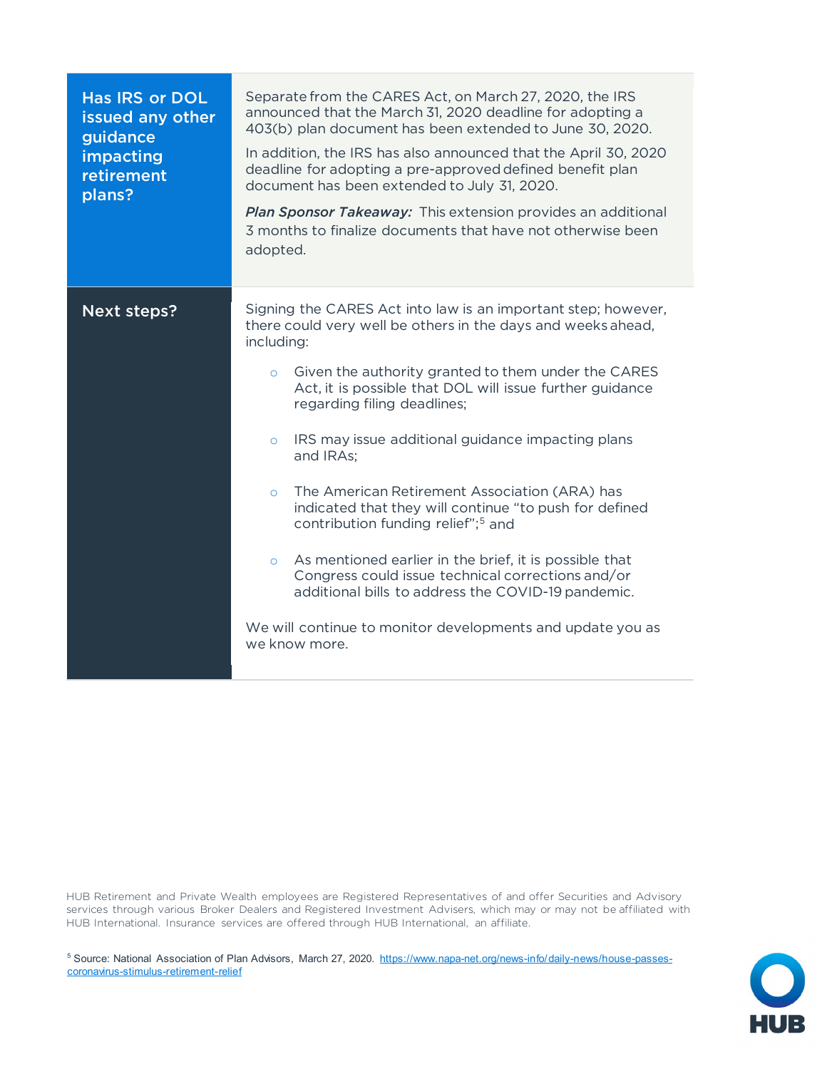## Has IRS or DOL issued any other guidance impacting retirement plans?

Separate from the CARES Act, on March 27, 2020, the IRS announced that the March 31, 2020 deadline for adopting a 403(b) plan document has been extended to June 30, 2020.

In addition, the IRS has also announced that the April 30, 2020 deadline for adopting a pre-approved defined benefit plan document has been extended to July 31, 2020.

***Plan Sponsor Takeaway:*** This extension provides an additional 3 months to finalize documents that have not otherwise been adopted.

## Next steps?

Signing the CARES Act into law is an important step; however, there could very well be others in the days and weeks ahead, including:

- Given the authority granted to them under the CARES Act, it is possible that DOL will issue further guidance regarding filing deadlines;
- IRS may issue additional guidance impacting plans and IRAs;
- The American Retirement Association (ARA) has indicated that they will continue "to push for defined contribution funding relief";[5] and
- As mentioned earlier in the brief, it is possible that Congress could issue technical corrections and/or additional bills to address the COVID-19 pandemic.

We will continue to monitor developments and update you as we know more.

HUB Retirement and Private Wealth employees are Registered Representatives of and offer Securities and Advisory services through various Broker Dealers and Registered Investment Advisers, which may or may not be affiliated with HUB International. Insurance services are offered through HUB International, an affiliate.

[5] Source: National Association of Plan Advisors, March 27, 2020. https://www.napa-net.org/news-info/daily-news/house-passes-coronavirus-stimulus-retirement-relief